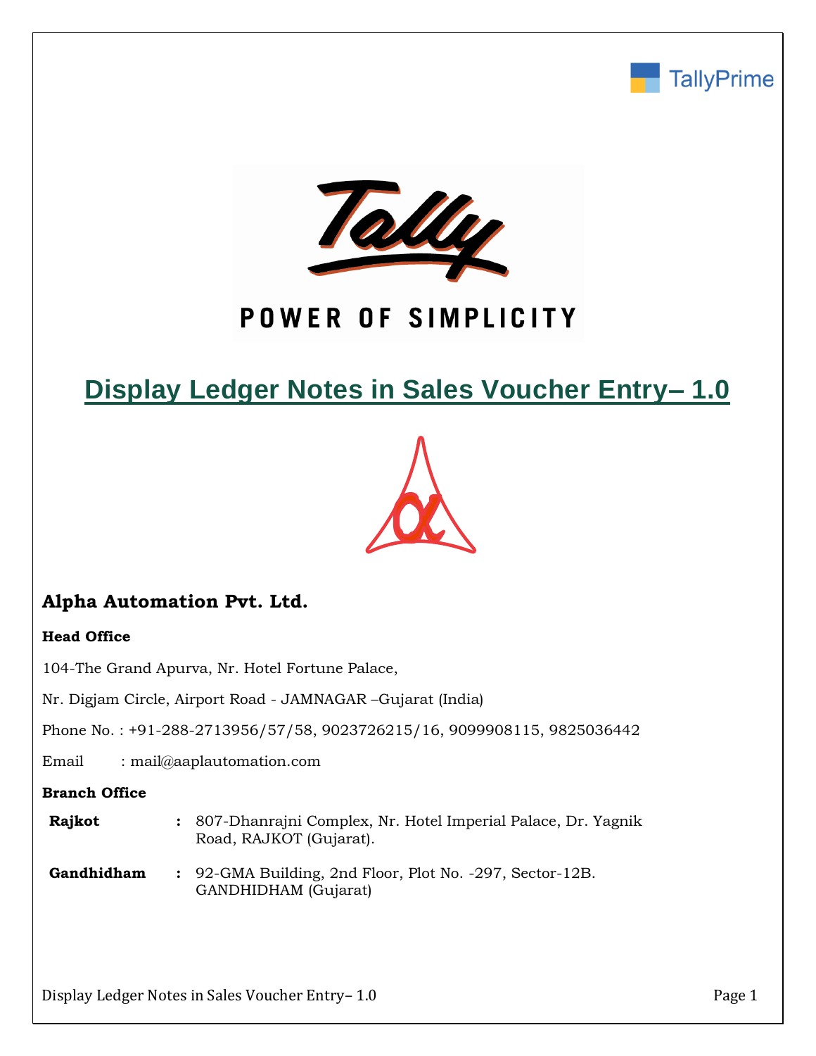# Display Ledger Notes in Sales Voucher Entry– 1.0

## Alpha Automation Pvt. Ltd.

**Head Office**

104-The Grand Apurva, Nr. Hotel Fortune Palace,

Nr. Digjam Circle, Airport Road - JAMNAGAR –Gujarat (India)

Phone No. : +91-288-2713956/57/58, 9023726215/16, 9099908115, 9825036442

Email : mail@aaplautomation.com

**Branch Office**

| | | |
|---|---|---|
| **Rajkot** | **:** | 807-Dhanrajni Complex, Nr. Hotel Imperial Palace, Dr. Yagnik Road, RAJKOT (Gujarat). |
| **Gandhidham** | **:** | 92-GMA Building, 2nd Floor, Plot No. -297, Sector-12B. GANDHIDHAM (Gujarat) |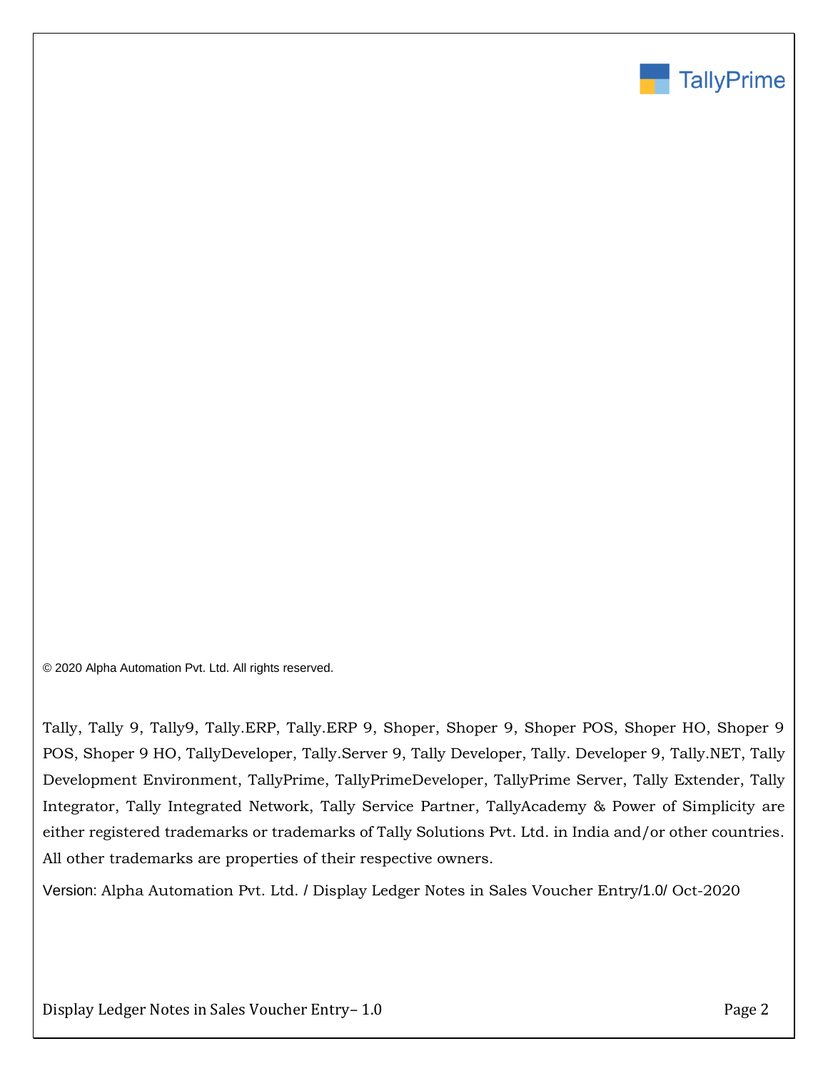© 2020 Alpha Automation Pvt. Ltd. All rights reserved.

Tally, Tally 9, Tally9, Tally.ERP, Tally.ERP 9, Shoper, Shoper 9, Shoper POS, Shoper HO, Shoper 9 POS, Shoper 9 HO, TallyDeveloper, Tally.Server 9, Tally Developer, Tally. Developer 9, Tally.NET, Tally Development Environment, TallyPrime, TallyPrimeDeveloper, TallyPrime Server, Tally Extender, Tally Integrator, Tally Integrated Network, Tally Service Partner, TallyAcademy & Power of Simplicity are either registered trademarks or trademarks of Tally Solutions Pvt. Ltd. in India and/or other countries. All other trademarks are properties of their respective owners.

Version: Alpha Automation Pvt. Ltd. / Display Ledger Notes in Sales Voucher Entry/1.0/ Oct-2020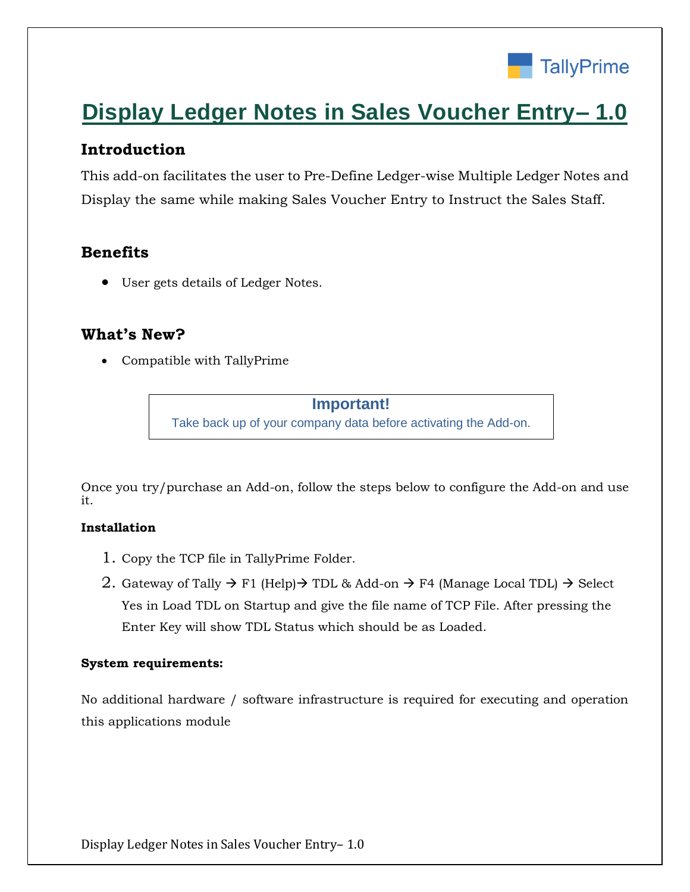# Display Ledger Notes in Sales Voucher Entry– 1.0

## Introduction

This add-on facilitates the user to Pre-Define Ledger-wise Multiple Ledger Notes and Display the same while making Sales Voucher Entry to Instruct the Sales Staff.

## Benefits

- User gets details of Ledger Notes.

## What's New?

- Compatible with TallyPrime

> **Important!**
> Take back up of your company data before activating the Add-on.

Once you try/purchase an Add-on, follow the steps below to configure the Add-on and use it.

**Installation**

1. Copy the TCP file in TallyPrime Folder.
2. Gateway of Tally → F1 (Help)→ TDL & Add-on → F4 (Manage Local TDL) → Select Yes in Load TDL on Startup and give the file name of TCP File. After pressing the Enter Key will show TDL Status which should be as Loaded.

**System requirements:**

No additional hardware / software infrastructure is required for executing and operation this applications module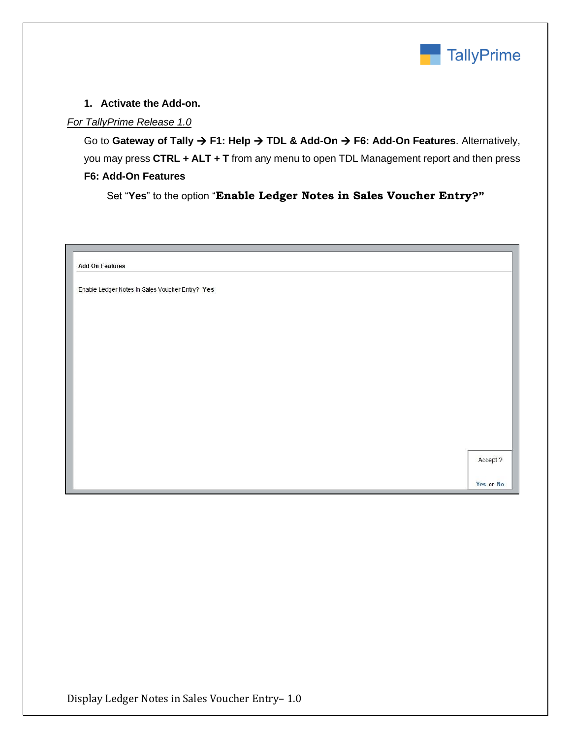1. **Activate the Add-on.**

*For TallyPrime Release 1.0*

Go to **Gateway of Tally → F1: Help → TDL & Add-On → F6: Add-On Features**. Alternatively, you may press **CTRL + ALT + T** from any menu to open TDL Management report and then press **F6: Add-On Features**

Set "**Yes**" to the option "**Enable Ledger Notes in Sales Voucher Entry?"**

**Add-On Features**

Enable Ledger Notes in Sales Voucher Entry? **Yes**

Accept ?

Yes or No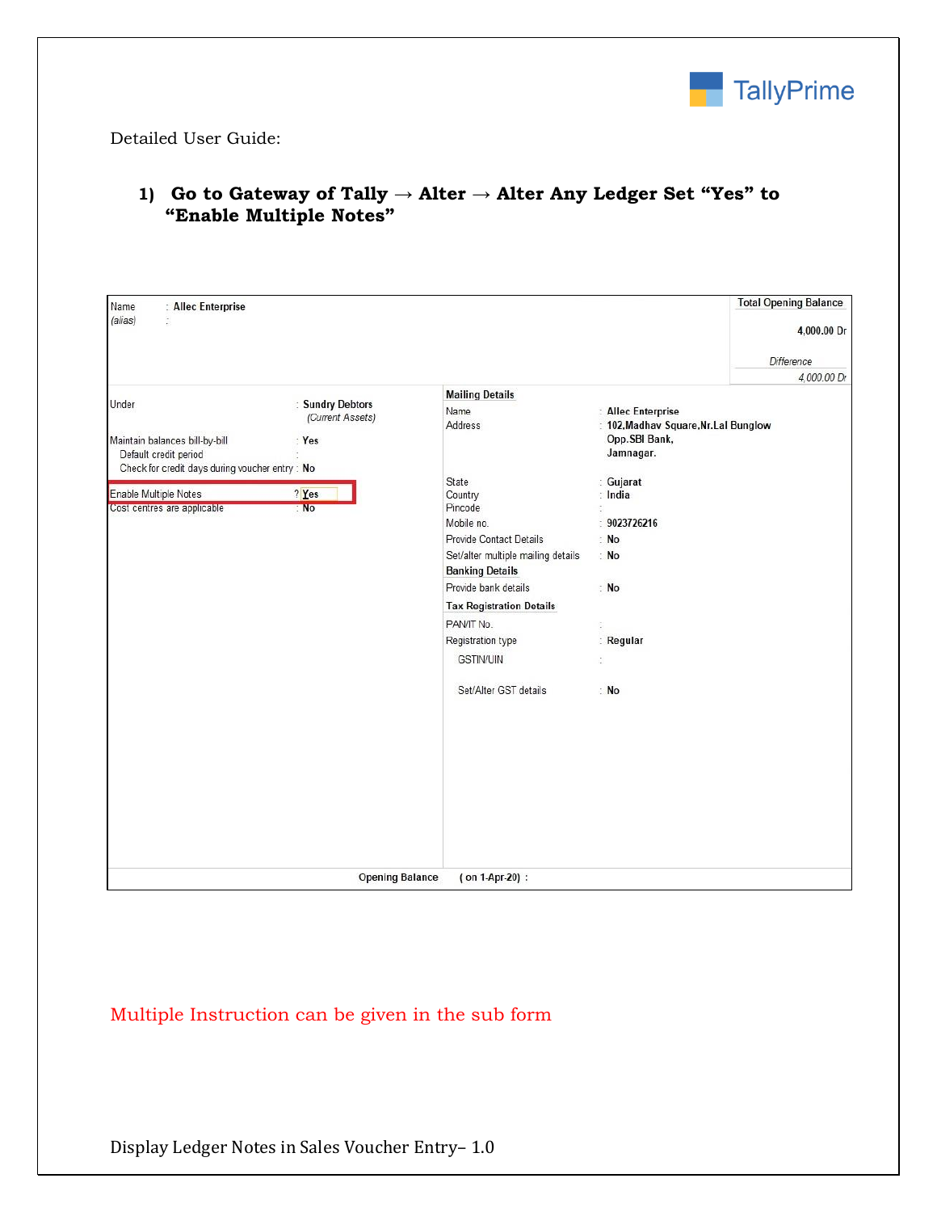Detailed User Guide:

### 1) Go to Gateway of Tally → Alter → Alter Any Ledger Set "Yes" to "Enable Multiple Notes"

Name : Allec Enterprise
(alias) :

Total Opening Balance
4,000.00 Dr
Difference
4,000.00 Dr

Under : Sundry Debtors
(Current Assets)

Maintain balances bill-by-bill : Yes
Default credit period :
Check for credit days during voucher entry : No

Enable Multiple Notes ? Yes
Cost centres are applicable : No

**Mailing Details**

| | |
|---|---|
| Name | : Allec Enterprise |
| Address | : 102,Madhav Square,Nr.Lal Bunglow<br>Opp.SBI Bank,<br>Jamnagar. |
| State | : Gujarat |
| Country | : India |
| Pincode | : |
| Mobile no. | : 9023726216 |
| Provide Contact Details | : No |
| Set/alter multiple mailing details | : No |

**Banking Details**

Provide bank details : No

**Tax Registration Details**

| | |
|---|---|
| PAN/IT No. | : |
| Registration type | : Regular |
| GSTIN/UIN | : |
| Set/Alter GST details | : No |

Opening Balance ( on 1-Apr-20) :

Multiple Instruction can be given in the sub form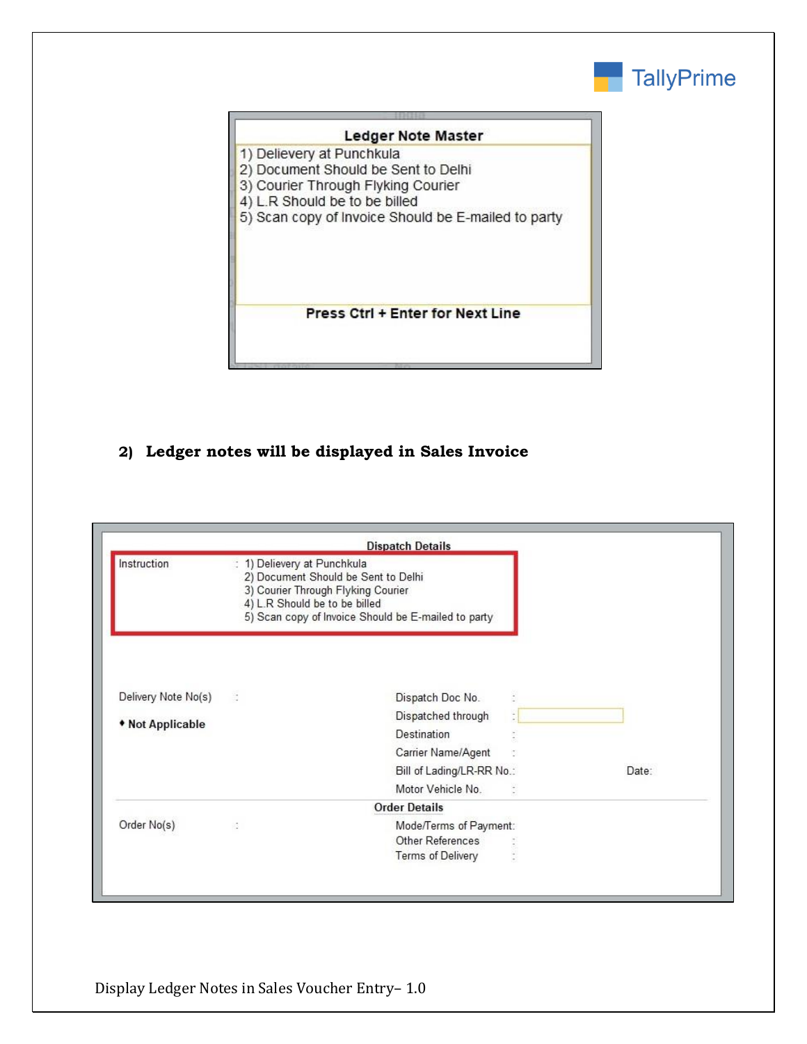**Ledger Note Master**

1) Delievery at Punchkula
2) Document Should be Sent to Delhi
3) Courier Through Flyking Courier
4) L.R Should be to be billed
5) Scan copy of Invoice Should be E-mailed to party

**Press Ctrl + Enter for Next Line**

**2) Ledger notes will be displayed in Sales Invoice**

**Dispatch Details**

Instruction : 1) Delievery at Punchkula
2) Document Should be Sent to Delhi
3) Courier Through Flyking Courier
4) L.R Should be to be billed
5) Scan copy of Invoice Should be E-mailed to party

Delivery Note No(s) :

♦ **Not Applicable**

Dispatch Doc No. :
Dispatched through :
Destination :
Carrier Name/Agent :
Bill of Lading/LR-RR No.: Date:
Motor Vehicle No. :

**Order Details**

Order No(s) :

Mode/Terms of Payment:
Other References :
Terms of Delivery :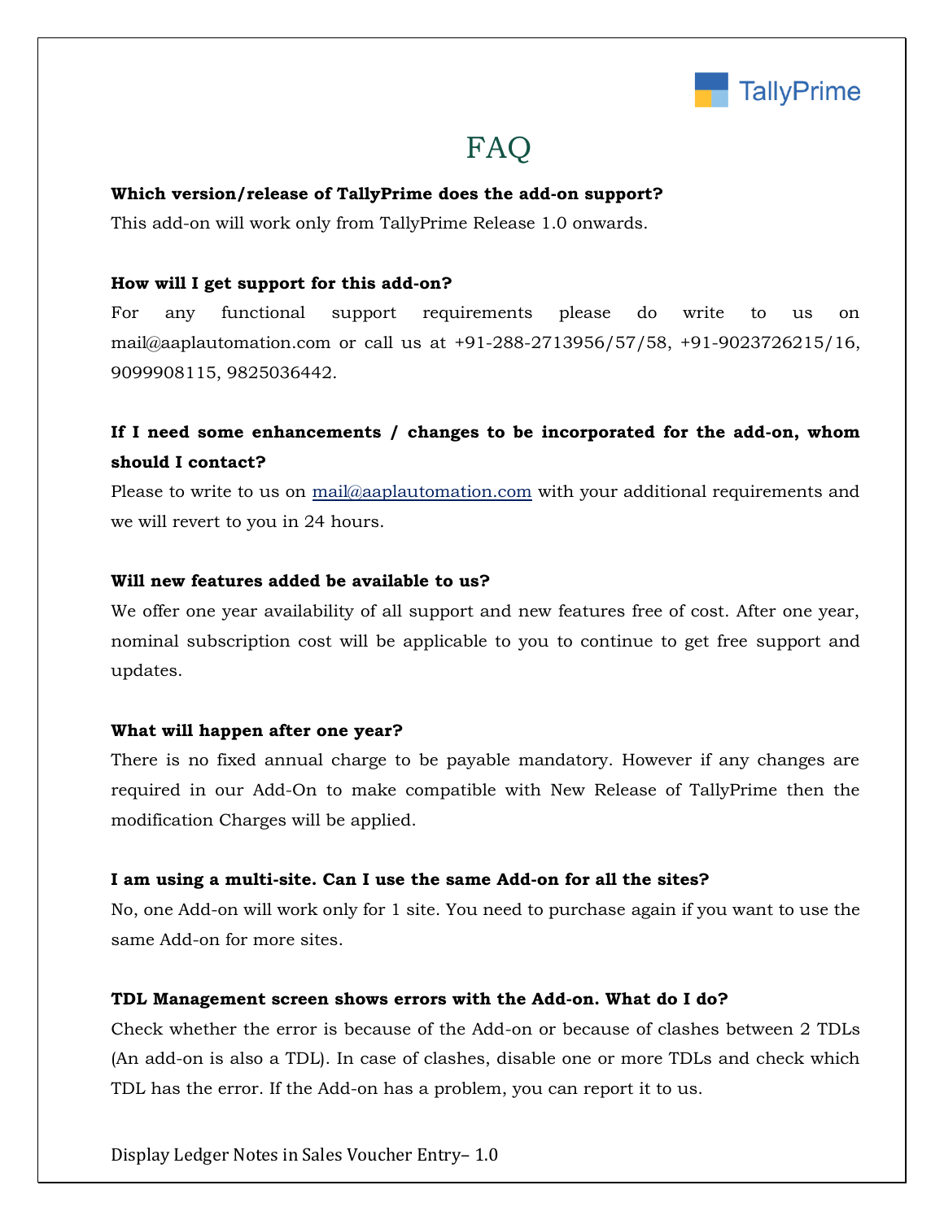# FAQ

**Which version/release of TallyPrime does the add-on support?**

This add-on will work only from TallyPrime Release 1.0 onwards.

**How will I get support for this add-on?**

For any functional support requirements please do write to us on mail@aaplautomation.com or call us at +91-288-2713956/57/58, +91-9023726215/16, 9099908115, 9825036442.

**If I need some enhancements / changes to be incorporated for the add-on, whom should I contact?**

Please to write to us on mail@aaplautomation.com with your additional requirements and we will revert to you in 24 hours.

**Will new features added be available to us?**

We offer one year availability of all support and new features free of cost. After one year, nominal subscription cost will be applicable to you to continue to get free support and updates.

**What will happen after one year?**

There is no fixed annual charge to be payable mandatory. However if any changes are required in our Add-On to make compatible with New Release of TallyPrime then the modification Charges will be applied.

**I am using a multi-site. Can I use the same Add-on for all the sites?**

No, one Add-on will work only for 1 site. You need to purchase again if you want to use the same Add-on for more sites.

**TDL Management screen shows errors with the Add-on. What do I do?**

Check whether the error is because of the Add-on or because of clashes between 2 TDLs (An add-on is also a TDL). In case of clashes, disable one or more TDLs and check which TDL has the error. If the Add-on has a problem, you can report it to us.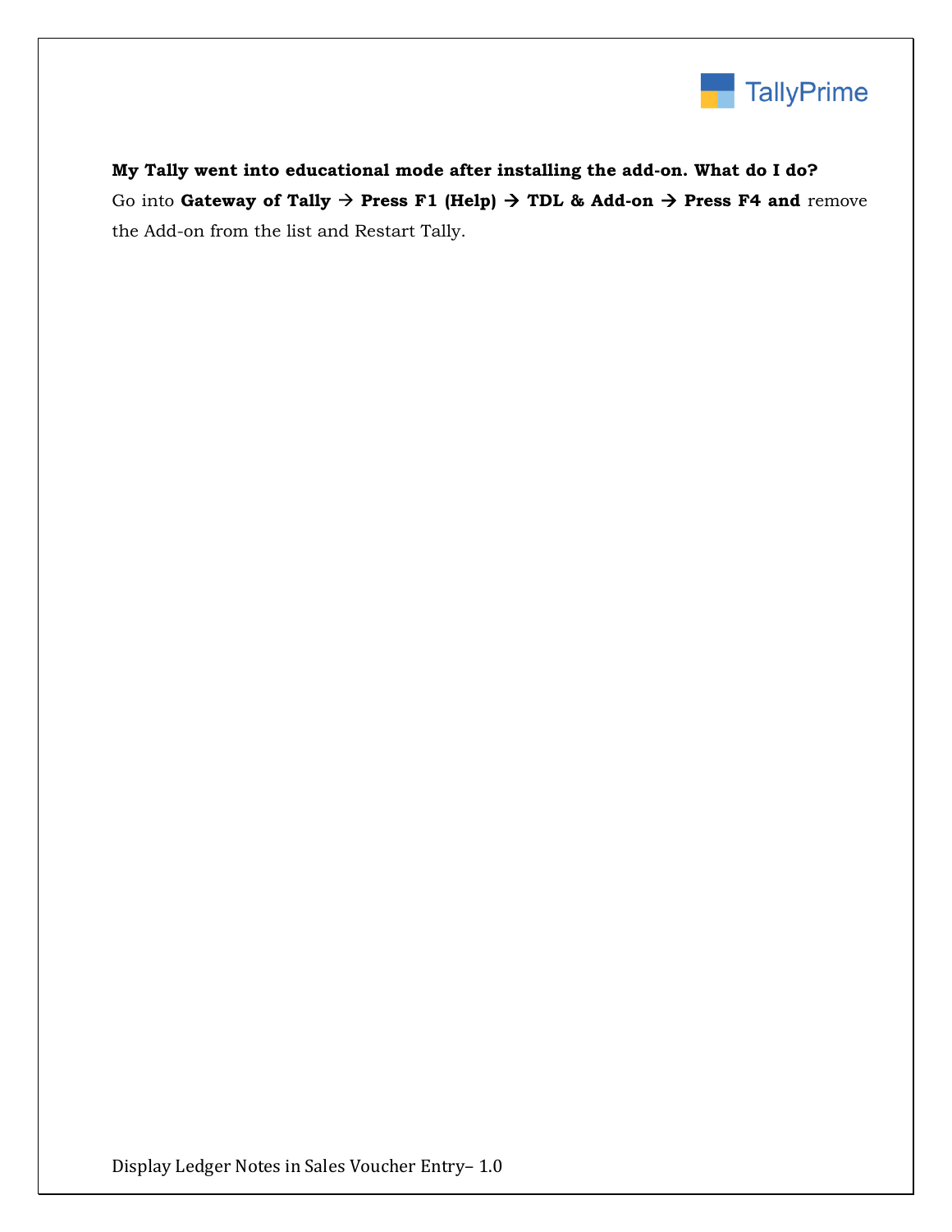**My Tally went into educational mode after installing the add-on. What do I do?**

Go into **Gateway of Tally → Press F1 (Help) → TDL & Add-on → Press F4 and** remove the Add-on from the list and Restart Tally.